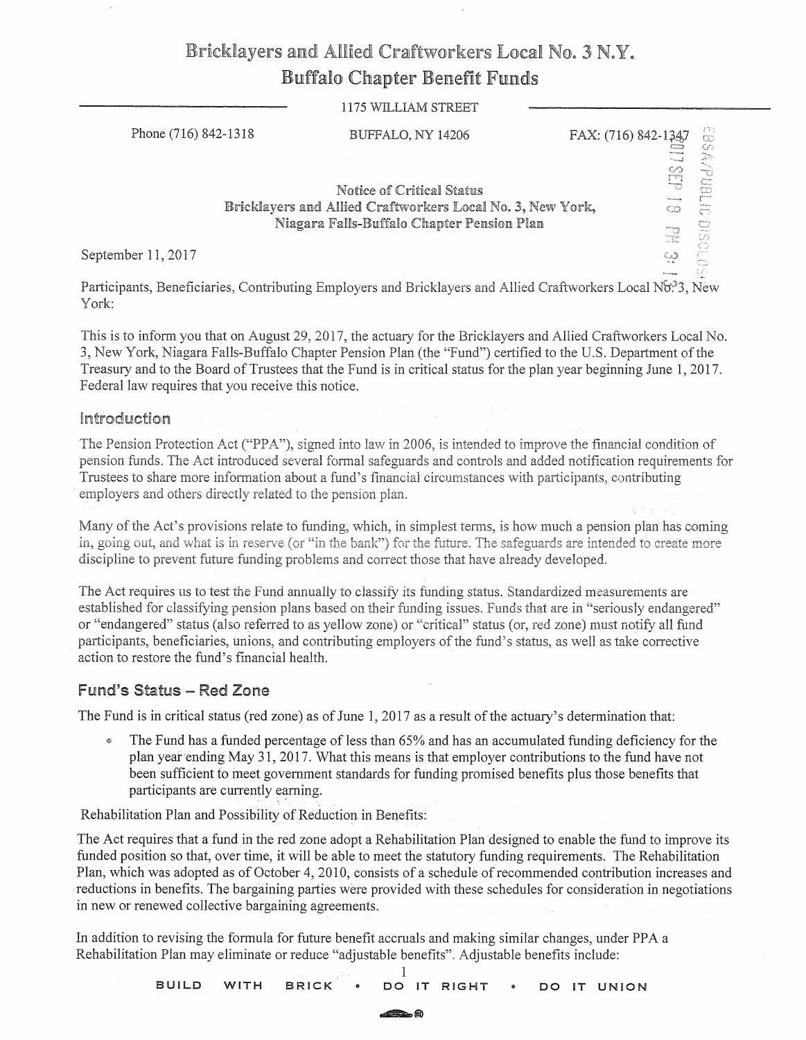# Bricklayers and Allied Craftworkers Local No. 3 N.Y.
## Buffalo Chapter Benefit Funds

1175 WILLIAM STREET

Phone (716) 842-1318 | BUFFALO, NY 14206 | FAX: (716) 842-1347

### Notice of Critical Status
### Bricklayers and Allied Craftworkers Local No. 3, New York, Niagara Falls-Buffalo Chapter Pension Plan

September 11, 2017

Participants, Beneficiaries, Contributing Employers and Bricklayers and Allied Craftworkers Local No. 3, New York:

This is to inform you that on August 29, 2017, the actuary for the Bricklayers and Allied Craftworkers Local No. 3, New York, Niagara Falls-Buffalo Chapter Pension Plan (the "Fund") certified to the U.S. Department of the Treasury and to the Board of Trustees that the Fund is in critical status for the plan year beginning June 1, 2017. Federal law requires that you receive this notice.

## Introduction

The Pension Protection Act ("PPA"), signed into law in 2006, is intended to improve the financial condition of pension funds. The Act introduced several formal safeguards and controls and added notification requirements for Trustees to share more information about a fund's financial circumstances with participants, contributing employers and others directly related to the pension plan.

Many of the Act's provisions relate to funding, which, in simplest terms, is how much a pension plan has coming in, going out, and what is in reserve (or "in the bank") for the future. The safeguards are intended to create more discipline to prevent future funding problems and correct those that have already developed.

The Act requires us to test the Fund annually to classify its funding status. Standardized measurements are established for classifying pension plans based on their funding issues. Funds that are in "seriously endangered" or "endangered" status (also referred to as yellow zone) or "critical" status (or, red zone) must notify all fund participants, beneficiaries, unions, and contributing employers of the fund's status, as well as take corrective action to restore the fund's financial health.

## Fund's Status – Red Zone

The Fund is in critical status (red zone) as of June 1, 2017 as a result of the actuary's determination that:

- The Fund has a funded percentage of less than 65% and has an accumulated funding deficiency for the plan year ending May 31, 2017. What this means is that employer contributions to the fund have not been sufficient to meet government standards for funding promised benefits plus those benefits that participants are currently earning.

Rehabilitation Plan and Possibility of Reduction in Benefits:

The Act requires that a fund in the red zone adopt a Rehabilitation Plan designed to enable the fund to improve its funded position so that, over time, it will be able to meet the statutory funding requirements. The Rehabilitation Plan, which was adopted as of October 4, 2010, consists of a schedule of recommended contribution increases and reductions in benefits. The bargaining parties were provided with these schedules for consideration in negotiations in new or renewed collective bargaining agreements.

In addition to revising the formula for future benefit accruals and making similar changes, under PPA a Rehabilitation Plan may eliminate or reduce "adjustable benefits". Adjustable benefits include:

BUILD WITH BRICK • DO IT RIGHT • DO IT UNION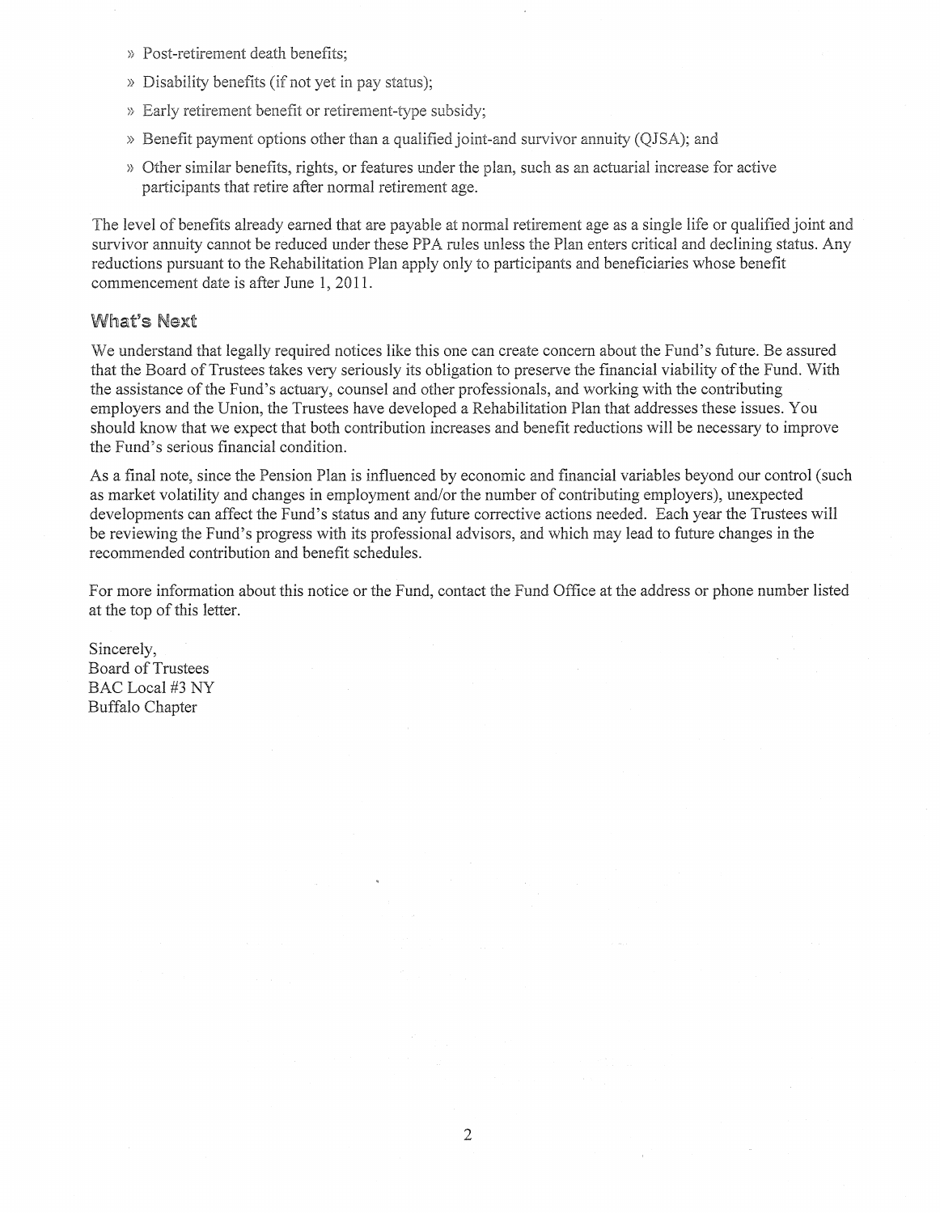- Post-retirement death benefits;
- Disability benefits (if not yet in pay status);
- Early retirement benefit or retirement-type subsidy;
- Benefit payment options other than a qualified joint-and survivor annuity (QJSA); and
- Other similar benefits, rights, or features under the plan, such as an actuarial increase for active participants that retire after normal retirement age.

The level of benefits already earned that are payable at normal retirement age as a single life or qualified joint and survivor annuity cannot be reduced under these PPA rules unless the Plan enters critical and declining status. Any reductions pursuant to the Rehabilitation Plan apply only to participants and beneficiaries whose benefit commencement date is after June 1, 2011.

## What's Next

We understand that legally required notices like this one can create concern about the Fund's future. Be assured that the Board of Trustees takes very seriously its obligation to preserve the financial viability of the Fund. With the assistance of the Fund's actuary, counsel and other professionals, and working with the contributing employers and the Union, the Trustees have developed a Rehabilitation Plan that addresses these issues. You should know that we expect that both contribution increases and benefit reductions will be necessary to improve the Fund's serious financial condition.

As a final note, since the Pension Plan is influenced by economic and financial variables beyond our control (such as market volatility and changes in employment and/or the number of contributing employers), unexpected developments can affect the Fund's status and any future corrective actions needed. Each year the Trustees will be reviewing the Fund's progress with its professional advisors, and which may lead to future changes in the recommended contribution and benefit schedules.

For more information about this notice or the Fund, contact the Fund Office at the address or phone number listed at the top of this letter.

Sincerely,
Board of Trustees
BAC Local #3 NY
Buffalo Chapter